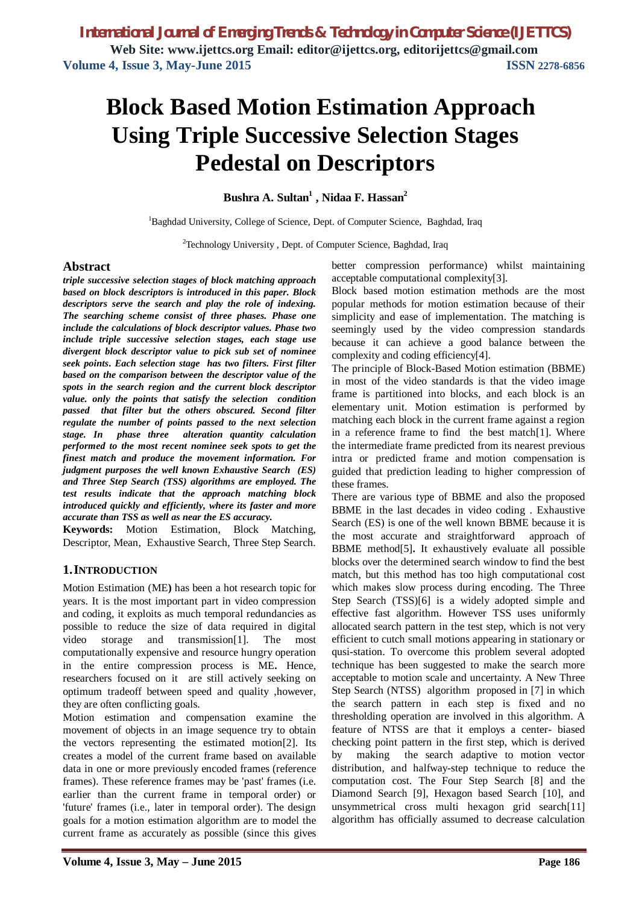# Block Based Motion Estimation Approach Using Triple Successive Selection Stages Pedestal on Descriptors

**Bushra A. Sultan[1] , Nidaa F. Hassan[2]**

[1]Baghdad University, College of Science, Dept. of Computer Science, Baghdad, Iraq

[2]Technology University , Dept. of Computer Science, Baghdad, Iraq

## Abstract

***triple successive selection stages of block matching approach based on block descriptors is introduced in this paper. Block descriptors serve the search and play the role of indexing. The searching scheme consist of three phases. Phase one include the calculations of block descriptor values. Phase two include triple successive selection stages, each stage use divergent block descriptor value to pick sub set of nominee seek points. Each selection stage has two filters. First filter based on the comparison between the descriptor value of the spots in the search region and the current block descriptor value. only the points that satisfy the selection condition passed that filter but the others obscured. Second filter regulate the number of points passed to the next selection stage. In phase three alteration quantity calculation performed to the most recent nominee seek spots to get the finest match and produce the movement information. For judgment purposes the well known Exhaustive Search (ES) and Three Step Search (TSS) algorithms are employed. The test results indicate that the approach matching block introduced quickly and efficiently, where its faster and more accurate than TSS as well as near the ES accuracy.***

**Keywords:** Motion Estimation, Block Matching, Descriptor, Mean, Exhaustive Search, Three Step Search.

## 1. INTRODUCTION

Motion Estimation (ME**)** has been a hot research topic for years. It is the most important part in video compression and coding, it exploits as much temporal redundancies as possible to reduce the size of data required in digital video storage and transmission[1]. The most computationally expensive and resource hungry operation in the entire compression process is ME**.** Hence, researchers focused on it are still actively seeking on optimum tradeoff between speed and quality ,however, they are often conflicting goals.

Motion estimation and compensation examine the movement of objects in an image sequence try to obtain the vectors representing the estimated motion[2]. Its creates a model of the current frame based on available data in one or more previously encoded frames (reference frames). These reference frames may be 'past' frames (i.e. earlier than the current frame in temporal order) or 'future' frames (i.e., later in temporal order). The design goals for a motion estimation algorithm are to model the current frame as accurately as possible (since this gives better compression performance) whilst maintaining acceptable computational complexity[3].

Block based motion estimation methods are the most popular methods for motion estimation because of their simplicity and ease of implementation. The matching is seemingly used by the video compression standards because it can achieve a good balance between the complexity and coding efficiency[4].

The principle of Block-Based Motion estimation (BBME) in most of the video standards is that the video image frame is partitioned into blocks, and each block is an elementary unit. Motion estimation is performed by matching each block in the current frame against a region in a reference frame to find the best match[1]. Where the intermediate frame predicted from its nearest previous intra or predicted frame and motion compensation is guided that prediction leading to higher compression of these frames.

There are various type of BBME and also the proposed BBME in the last decades in video coding . Exhaustive Search (ES) is one of the well known BBME because it is the most accurate and straightforward approach of BBME method[5]**.** It exhaustively evaluate all possible blocks over the determined search window to find the best match, but this method has too high computational cost which makes slow process during encoding. The Three Step Search (TSS)[6] is a widely adopted simple and effective fast algorithm. However TSS uses uniformly allocated search pattern in the test step, which is not very efficient to cutch small motions appearing in stationary or qusi-station. To overcome this problem several adopted technique has been suggested to make the search more acceptable to motion scale and uncertainty. A New Three Step Search (NTSS) algorithm proposed in [7] in which the search pattern in each step is fixed and no thresholding operation are involved in this algorithm. A feature of NTSS are that it employs a center- biased checking point pattern in the first step, which is derived by making the search adaptive to motion vector distribution, and halfway-step technique to reduce the computation cost. The Four Step Search [8] and the Diamond Search [9], Hexagon based Search [10], and unsymmetrical cross multi hexagon grid search[11] algorithm has officially assumed to decrease calculation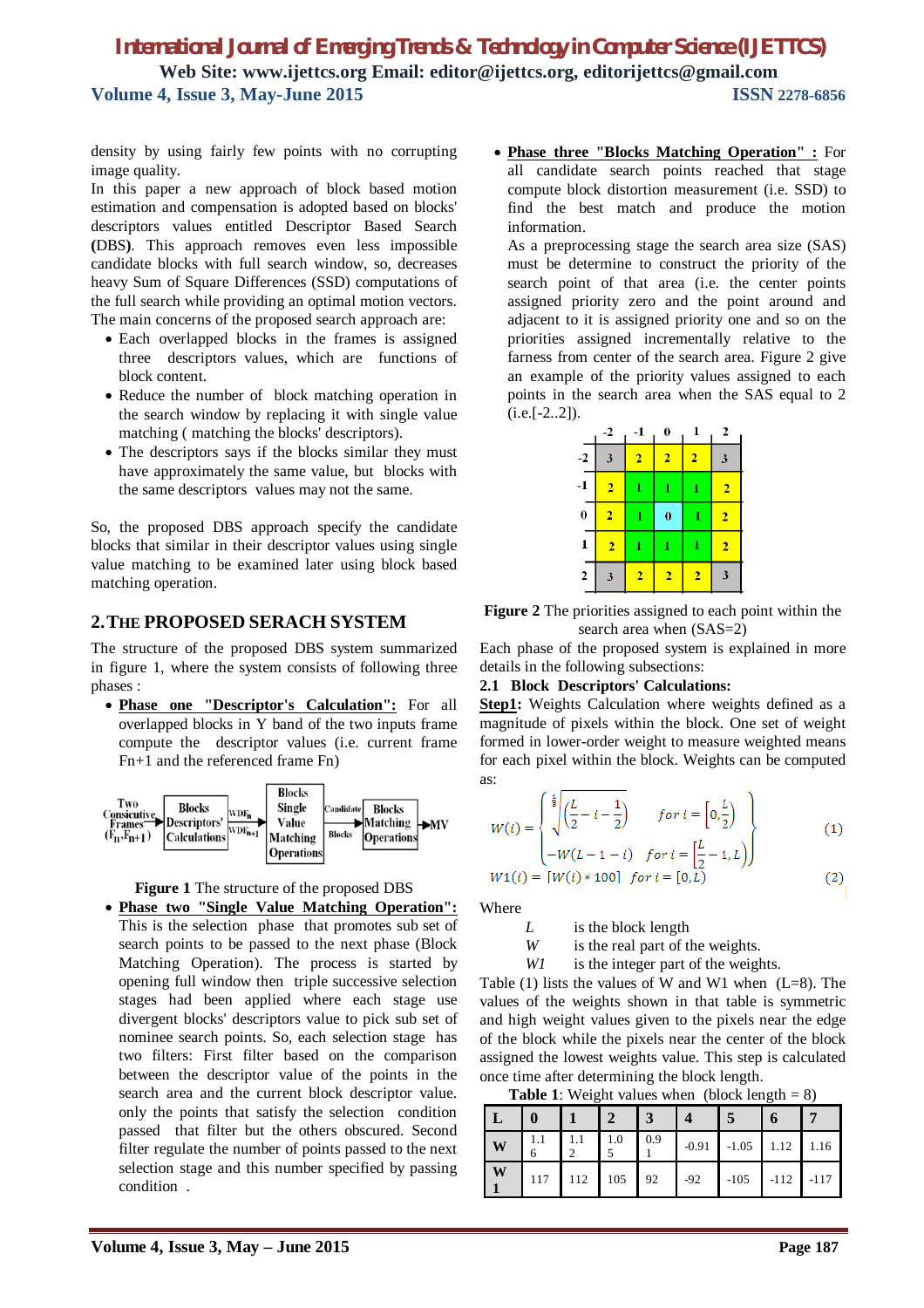density by using fairly few points with no corrupting image quality.

In this paper a new approach of block based motion estimation and compensation is adopted based on blocks' descriptors values entitled Descriptor Based Search **(DBS)**. This approach removes even less impossible candidate blocks with full search window, so, decreases heavy Sum of Square Differences (SSD) computations of the full search while providing an optimal motion vectors. The main concerns of the proposed search approach are:

- Each overlapped blocks in the frames is assigned three descriptors values, which are functions of block content.
- Reduce the number of block matching operation in the search window by replacing it with single value matching ( matching the blocks' descriptors).
- The descriptors says if the blocks similar they must have approximately the same value, but blocks with the same descriptors values may not the same.

So, the proposed DBS approach specify the candidate blocks that similar in their descriptor values using single value matching to be examined later using block based matching operation.

## 2. THE PROPOSED SERACH SYSTEM

The structure of the proposed DBS system summarized in figure 1, where the system consists of following three phases :

- **Phase one "Descriptor's Calculation":** For all overlapped blocks in Y band of the two inputs frame compute the descriptor values (i.e. current frame Fn+1 and the referenced frame Fn)

Two Consicutive Frames ($F_n$-$F_{n+1}$) → Blocks Descriptors' Calculations → $WDF_n$, $WDF_{n+1}$ → Blocks Single Value Matching Operations → Candidate Blocks → Blocks Matching Operation → MV

**Figure 1** The structure of the proposed DBS

- **Phase two "Single Value Matching Operation":** This is the selection phase that promotes sub set of search points to be passed to the next phase (Block Matching Operation). The process is started by opening full window then triple successive selection stages had been applied where each stage use divergent blocks' descriptors value to pick sub set of nominee search points. So, each selection stage has two filters: First filter based on the descriptor value of the points in the search area and the current block descriptor value. only the points that satisfy the selection condition passed that filter but the others obscured. Second filter regulate the number of points passed to the next selection stage and this number specified by passing condition .
- **Phase three "Blocks Matching Operation" :** For all candidate search points reached that stage compute block distortion measurement (i.e. SSD) to find the best match and produce the motion information.

  As a preprocessing stage the search area size (SAS) must be determine to construct the priority of the search point of that area (i.e. the center points assigned priority zero and the point around and adjacent to it is assigned priority one and so on the priorities assigned incrementally relative to the farness from center of the search area. Figure 2 give an example of the priority values assigned to each points in the search area when the SAS equal to 2 (i.e.[-2..2]).

| | -2 | -1 | 0 | 1 | 2 |
|---|---|---|---|---|---|
| -2 | 3 | 2 | 2 | 2 | 3 |
| -1 | 2 | 1 | 1 | 1 | 2 |
| 0 | 2 | 1 | 0 | 1 | 2 |
| 1 | 2 | 1 | 1 | 1 | 2 |
| 2 | 3 | 2 | 2 | 2 | 3 |

**Figure 2** The priorities assigned to each point within the search area when (SAS=2)

Each phase of the proposed system is explained in more details in the following subsections:

### 2.1 Block Descriptors' Calculations:

**Step1**: Weights Calculation where weights defined as a magnitude of pixels within the block. One set of weight formed in lower-order weight to measure weighted means for each pixel within the block. Weights can be computed as:

$$W(i) = \begin{cases} \sqrt[\frac{1}{8}]{\left(\frac{L}{2} - i - \frac{1}{2}\right)} & for\ i = \left[0, \frac{L}{2}\right) \\ -W(L-1-i) & for\ i = \left[\frac{L}{2} - 1, L\right) \end{cases} \quad (1)$$

$$W1(i) = \lceil W(i) * 100 \rceil \quad for\ i = [0, L) \quad (2)$$

Where

- $L$ is the block length
- $W$ is the real part of the weights.
- $W1$ is the integer part of the weights.

Table (1) lists the values of W and W1 when (L=8). The values of the weights shown in that table is symmetric and high weight values given to the pixels near the edge of the block while the pixels near the center of the block assigned the lowest weights value. This step is calculated once time after determining the block length.

**Table 1**: Weight values when (block length = 8)

| L | 0 | 1 | 2 | 3 | 4 | 5 | 6 | 7 |
|---|---|---|---|---|---|---|---|---|
| W | 1.16 | 1.12 | 1.05 | 0.91 | -0.91 | -1.05 | 1.12 | 1.16 |
| W1 | 117 | 112 | 105 | 92 | -92 | -105 | -112 | -117 |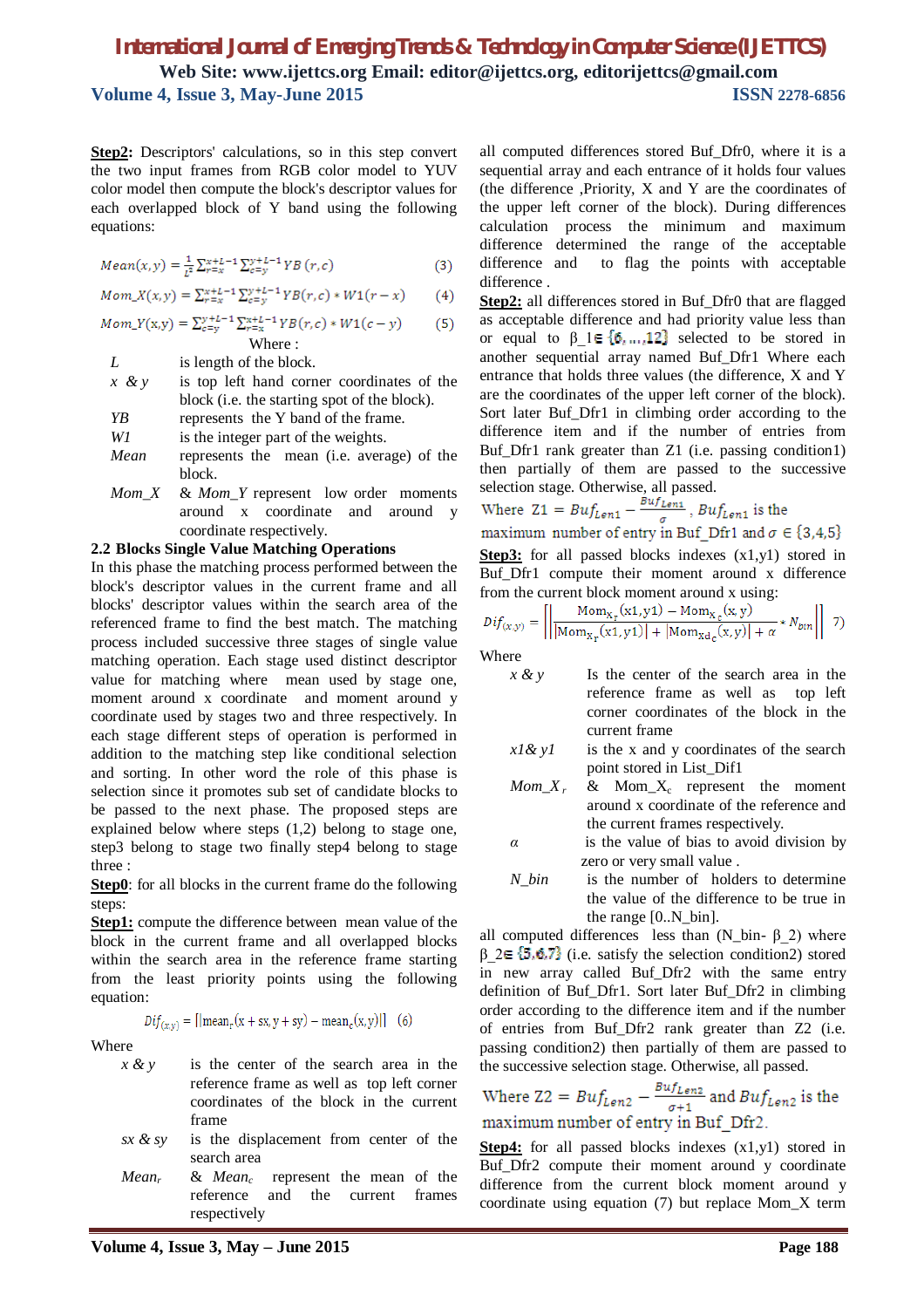**Step2:** Descriptors' calculations, so in this step convert the two input frames from RGB color model to YUV color model then compute the block's descriptor values for each overlapped block of Y band using the following equations:

$$Mean(x,y) = \frac{1}{L^2}\sum_{r=x}^{x+L-1}\sum_{c=y}^{y+L-1} YB(r,c) \quad (3)$$

$$Mom\_X(x,y) = \sum_{r=x}^{x+L-1}\sum_{c=y}^{y+L-1} YB(r,c) * W1(r-x) \quad (4)$$

$$Mom\_Y(x,y) = \sum_{c=y}^{y+L-1}\sum_{r=x}^{x+L-1} YB(r,c) * W1(c-y) \quad (5)$$

Where :

- *L* is length of the block.
- *x & y* is top left hand corner coordinates of the block (i.e. the starting spot of the block).
- *YB* represents the Y band of the frame.
- *W1* is the integer part of the weights.
- *Mean* represents the mean (i.e. average) of the block.
- *Mom_X* & *Mom_Y* represent low order moments around x coordinate and around y coordinate respectively.

### 2.2 Blocks Single Value Matching Operations

In this phase the matching process performed between the block's descriptor values in the current frame and all blocks' descriptor values within the search area of the referenced frame to find the best match. The matching process included successive three stages of single value matching operation. Each stage used distinct descriptor value for matching where mean used by stage one, moment around x coordinate and moment around y coordinate used by stages two and three respectively. In each stage different steps of operation is performed in addition to the matching step like conditional selection and sorting. In other word the role of this phase is selection since it promotes sub set of candidate blocks to be passed to the next phase. The proposed steps are explained below where steps (1,2) belong to stage one, step3 belong to stage two finally step4 belong to stage three :

**Step0**: for all blocks in the current frame do the following steps:

**Step1:** compute the difference between mean value of the block in the current frame and all overlapped blocks within the search area in the reference frame starting from the least priority points using the following equation:

$$Dif_{(x,y)} = \left[\left|mean_r(x+sx, y+sy) - mean_c(x,y)\right|\right] \quad (6)$$

Where

- *x & y* is the center of the search area in the reference frame as well as top left corner coordinates of the block in the current frame
- *sx & sy* is the displacement from center of the search area
- *Mean_r* & *Mean_c* represent the mean of the reference and the current frames respectively

all computed differences stored Buf_Dfr0, where it is a sequential array and each entrance of it holds four values (the difference ,Priority, X and Y are the coordinates of the upper left corner of the block). During differences calculation process the minimum and maximum difference determined the range of the acceptable difference and to flag the points with acceptable difference .

**Step2:** all differences stored in Buf_Dfr0 that are flagged as acceptable difference and had priority value less than or equal to $\beta\_1 \in \{6,\ldots,12\}$ selected to be stored in another sequential array named Buf_Dfr1 Where each entrance that holds three values (the difference, X and Y are the coordinates of the upper left corner of the block). Sort later Buf_Dfr1 in climbing order according to the difference item and if the number of entries from Buf_Dfr1 rank greater than Z1 (i.e. passing condition1) then partially of them are passed to the successive selection stage. Otherwise, all passed.

Where $Z1 = Buf_{Len1} - \frac{Buf_{Len1}}{\sigma}$, $Buf_{Len1}$ is the maximum number of entry in Buf_Dfr1 and $\sigma \in \{3,4,5\}$

**Step3:** for all passed blocks indexes (x1,y1) stored in Buf_Dfr1 compute their moment around x difference from the current block moment around x using:

$$Dif_{(x,y)} = \left[\left|\frac{Mom_{X_r}(x1,y1) - Mom_{X_c}(x,y)}{\left|Mom_{X_r}(x1,y1)\right| + \left|Mom_{Xd_c}(x,y)\right| + \alpha} * N_{bin}\right|\right] \quad 7)$$

Where

- *x & y* Is the center of the search area in the reference frame as well as top left corner coordinates of the block in the current frame
- *x1& y1* is the x and y coordinates of the search point stored in List_Dif1
- $Mom\_X_r$ & $Mom\_X_c$ represent the moment around x coordinate of the reference and the current frames respectively.
- *α* is the value of bias to avoid division by zero or very small value .
- *N_bin* is the number of holders to determine the value of the difference to be true in the range [0..N_bin].

all computed differences less than (N_bin- β_2) where $\beta\_2 \in \{5,6,7\}$ (i.e. satisfy the selection condition2) stored in new array called Buf_Dfr2 with the same entry definition of Buf_Dfr1. Sort later Buf_Dfr2 in climbing order according to the difference item and if the number of entries from Buf_Dfr2 rank greater than Z2 (i.e. passing condition2) then partially of them are passed to the successive selection stage. Otherwise, all passed.

Where $Z2 = Buf_{Len2} - \frac{Buf_{Len2}}{\sigma+1}$ and $Buf_{Len2}$ is the maximum number of entry in Buf_Dfr2.

**Step4:** for all passed blocks indexes (x1,y1) stored in Buf_Dfr2 compute their moment around y coordinate difference from the current block moment around y coordinate using equation (7) but replace Mom_X term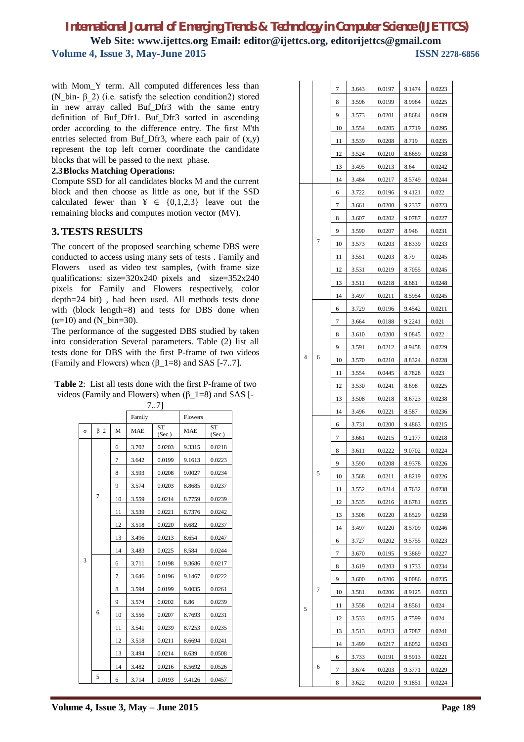with Mom_Y term. All computed differences less than (N_bin- $\beta$_2) (i.e. satisfy the selection condition2) stored in new array called Buf_Dfr3 with the same entry definition of Buf_Dfr1. Buf_Dfr3 sorted in ascending order according to the difference entry. The first M'th entries selected from Buf_Dfr3, where each pair of (x,y) represent the top left corner coordinate the candidate blocks that will be passed to the next phase.

**2.3 Blocks Matching Operations:**

Compute SSD for all candidates blocks M and the current block and then choose as little as one, but if the SSD calculated fewer than ¥ ∈ {0,1,2,3} leave out the remaining blocks and computes motion vector (MV).

## 3. TESTS RESULTS

The concert of the proposed searching scheme DBS were conducted to access using many sets of tests . Family and Flowers used as video test samples, (with frame size qualifications: size=320x240 pixels and size=352x240 pixels for Family and Flowers respectively, color depth=24 bit) , had been used. All methods tests done with (block length=8) and tests for DBS done when ($\alpha$=10) and (N_bin=30).

The performance of the suggested DBS studied by taken into consideration Several parameters. Table (2) list all tests done for DBS with the first P-frame of two videos (Family and Flowers) when ($\beta$_1=8) and SAS [-7..7].

**Table 2**: List all tests done with the first P-frame of two videos (Family and Flowers) when ($\beta$_1=8) and SAS [-7..7]

| | | | Family | | Flowers | |
|---|---|---|---|---|---|---|
| σ | β_2 | M | MAE | ST (Sec.) | MAE | ST (Sec.) |
| 3 | 7 | 6 | 3.702 | 0.0203 | 9.3315 | 0.0218 |
| | | 7 | 3.642 | 0.0199 | 9.1613 | 0.0223 |
| | | 8 | 3.593 | 0.0208 | 9.0027 | 0.0234 |
| | | 9 | 3.574 | 0.0203 | 8.8685 | 0.0237 |
| | | 10 | 3.559 | 0.0214 | 8.7759 | 0.0239 |
| | | 11 | 3.539 | 0.0221 | 8.7376 | 0.0242 |
| | | 12 | 3.518 | 0.0220 | 8.682 | 0.0237 |
| | | 13 | 3.496 | 0.0213 | 8.654 | 0.0247 |
| | | 14 | 3.483 | 0.0225 | 8.584 | 0.0244 |
| | 6 | 6 | 3.711 | 0.0198 | 9.3686 | 0.0217 |
| | | 7 | 3.646 | 0.0196 | 9.1467 | 0.0222 |
| | | 8 | 3.594 | 0.0199 | 9.0035 | 0.0261 |
| | | 9 | 3.574 | 0.0202 | 8.86 | 0.0239 |
| | | 10 | 3.556 | 0.0207 | 8.7693 | 0.0231 |
| | | 11 | 3.541 | 0.0239 | 8.7253 | 0.0235 |
| | | 12 | 3.518 | 0.0211 | 8.6694 | 0.0241 |
| | | 13 | 3.494 | 0.0214 | 8.639 | 0.0508 |
| | | 14 | 3.482 | 0.0216 | 8.5692 | 0.0526 |
| | 5 | 6 | 3.714 | 0.0193 | 9.4126 | 0.0457 |
| | | 7 | 3.643 | 0.0197 | 9.1474 | 0.0223 |
| | | 8 | 3.596 | 0.0199 | 8.9964 | 0.0225 |
| | | 9 | 3.573 | 0.0201 | 8.8684 | 0.0439 |
| | | 10 | 3.554 | 0.0205 | 8.7719 | 0.0295 |
| | | 11 | 3.539 | 0.0208 | 8.719 | 0.0235 |
| | | 12 | 3.524 | 0.0210 | 8.6659 | 0.0238 |
| | | 13 | 3.495 | 0.0213 | 8.64 | 0.0242 |
| | | 14 | 3.484 | 0.0217 | 8.5749 | 0.0244 |
| 4 | 7 | 6 | 3.722 | 0.0196 | 9.4121 | 0.022 |
| | | 7 | 3.661 | 0.0200 | 9.2337 | 0.0223 |
| | | 8 | 3.607 | 0.0202 | 9.0787 | 0.0227 |
| | | 9 | 3.590 | 0.0207 | 8.946 | 0.0231 |
| | | 10 | 3.573 | 0.0203 | 8.8339 | 0.0233 |
| | | 11 | 3.551 | 0.0203 | 8.79 | 0.0245 |
| | | 12 | 3.531 | 0.0219 | 8.7055 | 0.0245 |
| | | 13 | 3.511 | 0.0218 | 8.681 | 0.0248 |
| | | 14 | 3.497 | 0.0211 | 8.5954 | 0.0245 |
| | 6 | 6 | 3.729 | 0.0196 | 9.4542 | 0.0211 |
| | | 7 | 3.664 | 0.0188 | 9.2241 | 0.021 |
| | | 8 | 3.610 | 0.0200 | 9.0845 | 0.022 |
| | | 9 | 3.591 | 0.0212 | 8.9458 | 0.0229 |
| | | 10 | 3.570 | 0.0210 | 8.8324 | 0.0228 |
| | | 11 | 3.554 | 0.0445 | 8.7828 | 0.023 |
| | | 12 | 3.530 | 0.0241 | 8.698 | 0.0225 |
| | | 13 | 3.508 | 0.0218 | 8.6723 | 0.0238 |
| | | 14 | 3.496 | 0.0221 | 8.587 | 0.0236 |
| | 5 | 6 | 3.731 | 0.0200 | 9.4863 | 0.0215 |
| | | 7 | 3.661 | 0.0215 | 9.2177 | 0.0218 |
| | | 8 | 3.611 | 0.0222 | 9.0702 | 0.0224 |
| | | 9 | 3.590 | 0.0208 | 8.9378 | 0.0226 |
| | | 10 | 3.568 | 0.0211 | 8.8219 | 0.0226 |
| | | 11 | 3.552 | 0.0214 | 8.7632 | 0.0238 |
| | | 12 | 3.535 | 0.0216 | 8.6781 | 0.0235 |
| | | 13 | 3.508 | 0.0220 | 8.6529 | 0.0238 |
| | | 14 | 3.497 | 0.0220 | 8.5709 | 0.0246 |
| 5 | 7 | 6 | 3.727 | 0.0202 | 9.5755 | 0.0223 |
| | | 7 | 3.670 | 0.0195 | 9.3869 | 0.0227 |
| | | 8 | 3.619 | 0.0203 | 9.1733 | 0.0234 |
| | | 9 | 3.600 | 0.0206 | 9.0086 | 0.0235 |
| | | 10 | 3.581 | 0.0206 | 8.9125 | 0.0233 |
| | | 11 | 3.558 | 0.0214 | 8.8561 | 0.024 |
| | | 12 | 3.533 | 0.0215 | 8.7599 | 0.024 |
| | | 13 | 3.513 | 0.0213 | 8.7087 | 0.0241 |
| | | 14 | 3.499 | 0.0217 | 8.6052 | 0.0243 |
| | 6 | 6 | 3.733 | 0.0191 | 9.5913 | 0.0221 |
| | | 7 | 3.674 | 0.0203 | 9.3771 | 0.0229 |
| | | 8 | 3.622 | 0.0210 | 9.1851 | 0.0224 |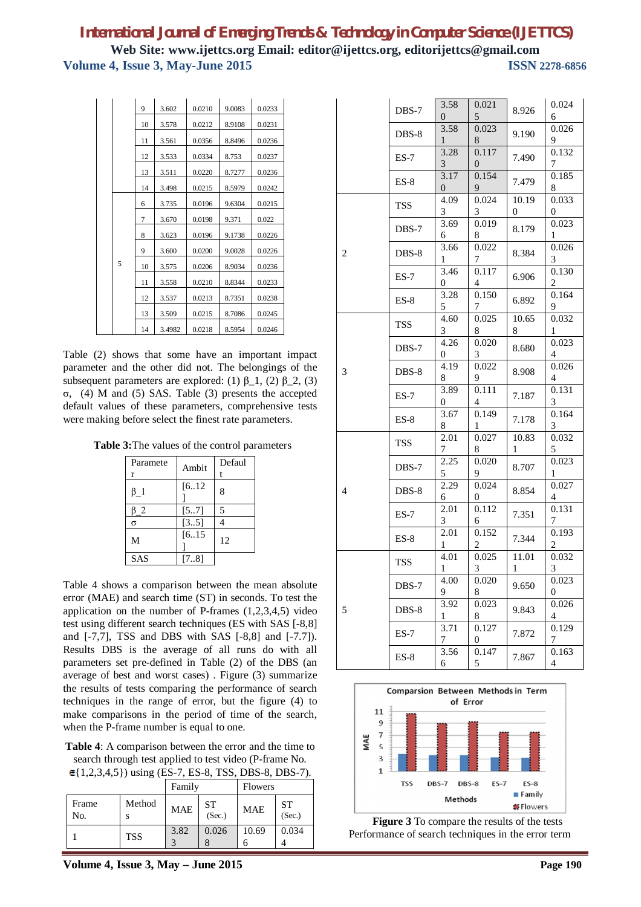| | | 9 | 3.602 | 0.0210 | 9.0083 | 0.0233 |
|---|---|---|---|---|---|---|
| | | 10 | 3.578 | 0.0212 | 8.9108 | 0.0231 |
| | | 11 | 3.561 | 0.0356 | 8.8496 | 0.0236 |
| | | 12 | 3.533 | 0.0334 | 8.753 | 0.0237 |
| | | 13 | 3.511 | 0.0220 | 8.7277 | 0.0236 |
| | | 14 | 3.498 | 0.0215 | 8.5979 | 0.0242 |
| | 5 | 6 | 3.735 | 0.0196 | 9.6304 | 0.0215 |
| | | 7 | 3.670 | 0.0198 | 9.371 | 0.022 |
| | | 8 | 3.623 | 0.0196 | 9.1738 | 0.0226 |
| | | 9 | 3.600 | 0.0200 | 9.0028 | 0.0226 |
| | | 10 | 3.575 | 0.0206 | 8.9034 | 0.0236 |
| | | 11 | 3.558 | 0.0210 | 8.8344 | 0.0233 |
| | | 12 | 3.537 | 0.0213 | 8.7351 | 0.0238 |
| | | 13 | 3.509 | 0.0215 | 8.7086 | 0.0245 |
| | | 14 | 3.4982 | 0.0218 | 8.5954 | 0.0246 |

Table (2) shows that some have an important impact parameter and the other did not. The belongings of the subsequent parameters are explored: (1) $\beta_1$, (2) $\beta_2$, (3) $\sigma$, (4) M and (5) SAS. Table (3) presents the accepted default values of these parameters, comprehensive tests were making before select the finest rate parameters.

**Table 3:** The values of the control parameters

| Parameter | Ambit | Default |
|---|---|---|
| $\beta_1$ | [6..12] | 8 |
| $\beta_2$ | [5..7] | 5 |
| $\sigma$ | [3..5] | 4 |
| M | [6..15] | 12 |
| SAS | [7..8] | |

Table 4 shows a comparison between the mean absolute error (MAE) and search time (ST) in seconds. To test the application on the number of P-frames (1,2,3,4,5) video test using different search techniques (ES with SAS [-8,8] and [-7,7], TSS and DBS with SAS [-8,8] and [-7.7]). Results DBS is the average of all runs do with all parameters set pre-defined in Table (2) of the DBS (an average of best and worst cases) . Figure (3) summarize the results of tests comparing the performance of search techniques in the range of error, but the figure (4) to make comparisons in the period of time of the search, when the P-frame number is equal to one.

**Table 4**: A comparison between the error and the time to search through test applied to test video (P-frame No. ∈{1,2,3,4,5}) using (ES-7, ES-8, TSS, DBS-8, DBS-7).

| Frame No. | Methods | Family MAE | Family ST (Sec.) | Flowers MAE | Flowers ST (Sec.) |
|---|---|---|---|---|---|
| 1 | TSS | 3.823 | 0.0268 | 10.696 | 0.0344 |
| | DBS-7 | 3.580 | 0.0215 | 8.926 | 0.0246 |
| | DBS-8 | 3.581 | 0.0238 | 9.190 | 0.0269 |
| | ES-7 | 3.283 | 0.1170 | 7.490 | 0.1327 |
| | ES-8 | 3.170 | 0.1549 | 7.479 | 0.1858 |
| 2 | TSS | 4.093 | 0.0243 | 10.190 | 0.0330 |
| | DBS-7 | 3.696 | 0.0198 | 8.179 | 0.0231 |
| | DBS-8 | 3.661 | 0.0227 | 8.384 | 0.0263 |
| | ES-7 | 3.460 | 0.1174 | 6.906 | 0.1302 |
| | ES-8 | 3.285 | 0.1507 | 6.892 | 0.1649 |
| 3 | TSS | 4.603 | 0.0258 | 10.658 | 0.0321 |
| | DBS-7 | 4.260 | 0.0203 | 8.680 | 0.0234 |
| | DBS-8 | 4.198 | 0.0229 | 8.908 | 0.0264 |
| | ES-7 | 3.890 | 0.1114 | 7.187 | 0.1313 |
| | ES-8 | 3.678 | 0.1491 | 7.178 | 0.1643 |
| 4 | TSS | 2.017 | 0.0278 | 10.831 | 0.0325 |
| | DBS-7 | 2.255 | 0.0209 | 8.707 | 0.0231 |
| | DBS-8 | 2.296 | 0.0240 | 8.854 | 0.0274 |
| | ES-7 | 2.013 | 0.1126 | 7.351 | 0.1317 |
| | ES-8 | 2.011 | 0.1522 | 7.344 | 0.1932 |
| 5 | TSS | 4.011 | 0.0253 | 11.011 | 0.0323 |
| | DBS-7 | 4.009 | 0.0208 | 9.650 | 0.0230 |
| | DBS-8 | 3.921 | 0.0238 | 9.843 | 0.0264 |
| | ES-7 | 3.717 | 0.1270 | 7.872 | 0.1297 |
| | ES-8 | 3.566 | 0.1475 | 7.867 | 0.1634 |

**Figure 3** To compare the results of the tests Performance of search techniques in the error term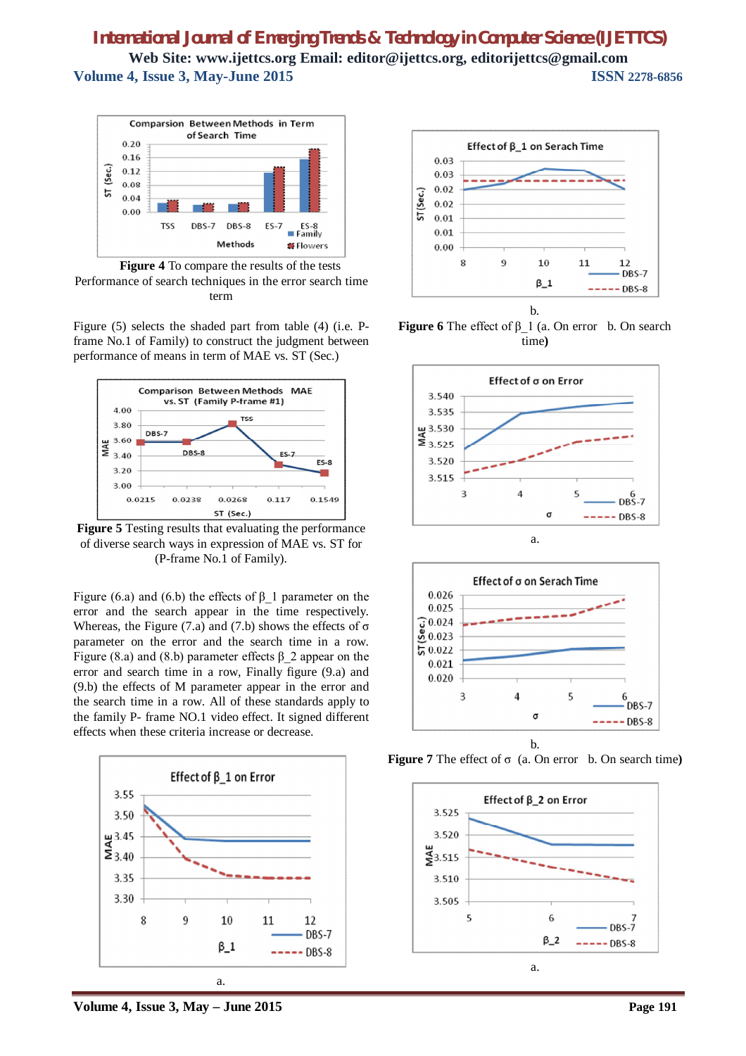**Figure 4** To compare the results of the tests Performance of search techniques in the error search time term

Figure (5) selects the shaded part from table (4) (i.e. P-frame No.1 of Family) to construct the judgment between performance of means in term of MAE vs. ST (Sec.)

**Figure 5** Testing results that evaluating the performance of diverse search ways in expression of MAE vs. ST for (P-frame No.1 of Family).

Figure (6.a) and (6.b) the effects of β_1 parameter on the error and the search appear in the time respectively. Whereas, the Figure (7.a) and (7.b) shows the effects of σ parameter on the error and the search time in a row. Figure (8.a) and (8.b) parameter effects β_2 appear on the error and search time in a row, Finally figure (9.a) and (9.b) the effects of M parameter appear in the error and the search time in a row. All of these standards apply to the family P- frame NO.1 video effect. It signed different effects when these criteria increase or decrease.

a.

b.

**Figure 6** The effect of β_1 (a. On error b. On search time)

a.

b.

**Figure 7** The effect of σ (a. On error b. On search time)

a.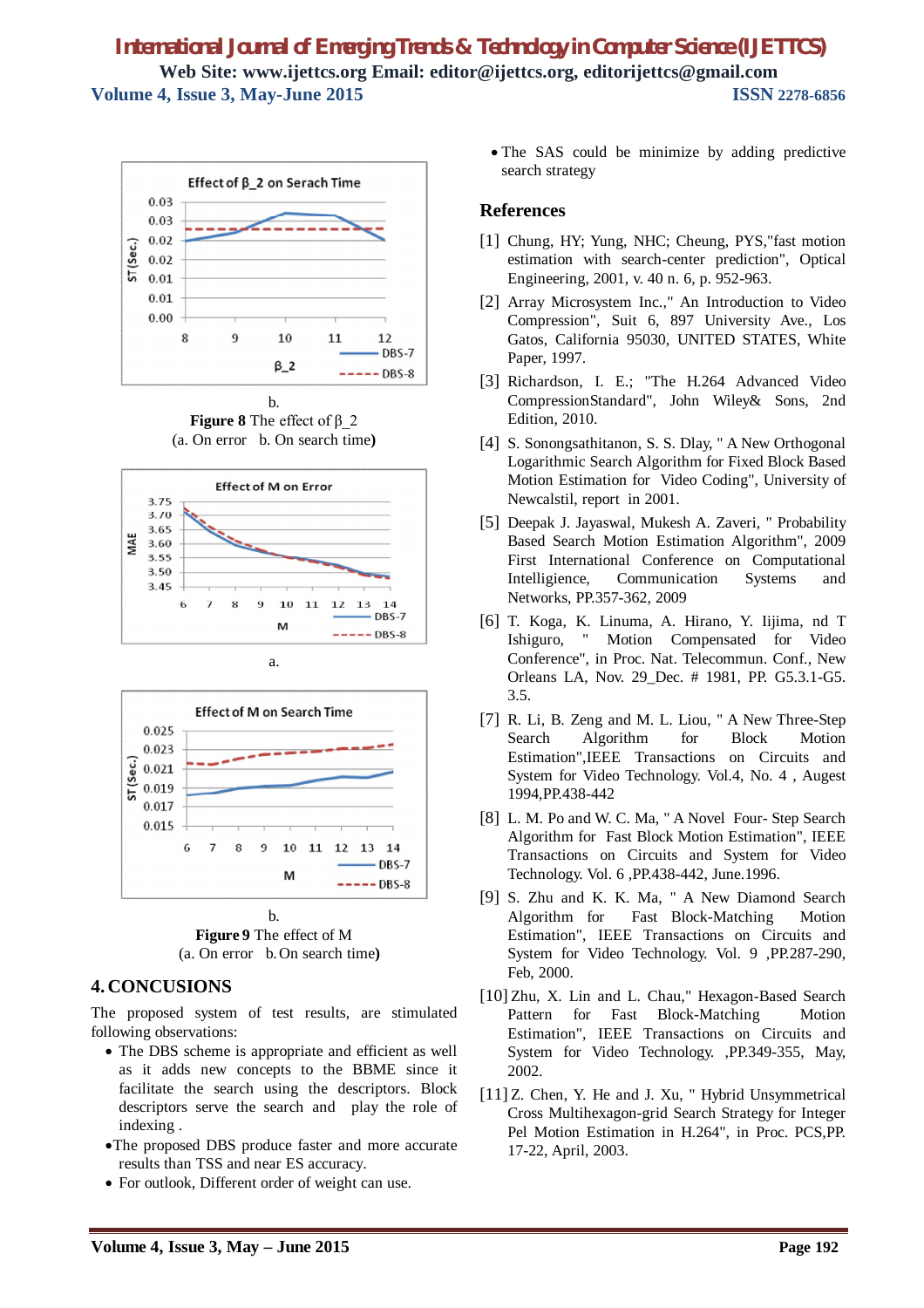Effect of β_2 on Serach Time

ST (Sec.)

0.03
0.03
0.02
0.02
0.01
0.01
0.00

8 9 10 11 12

β_2

DBS-7
DBS-8

b.

**Figure 8** The effect of β_2
(a. On error b. On search time)

Effect of M on Error

MAE

3.75
3.70
3.65
3.60
3.55
3.50
3.45

6 7 8 9 10 11 12 13 14

M

DBS-7
DBS-8

a.

Effect of M on Search Time

ST (Sec.)

0.025
0.023
0.021
0.019
0.017
0.015

6 7 8 9 10 11 12 13 14

M

DBS-7
DBS-8

b.

**Figure 9** The effect of M
(a. On error b. On search time)

## 4. CONCUSIONS

The proposed system of test results, are stimulated following observations:

- The DBS scheme is appropriate and efficient as well as it adds new concepts to the BBME since it facilitate the search using the descriptors. Block descriptors serve the search and play the role of indexing .
- The proposed DBS produce faster and more accurate results than TSS and near ES accuracy.
- For outlook, Different order of weight can use.
- The SAS could be minimize by adding predictive search strategy

## References

[1] Chung, HY; Yung, NHC; Cheung, PYS,"fast motion estimation with search-center prediction", Optical Engineering, 2001, v. 40 n. 6, p. 952-963.

[2] Array Microsystem Inc.," An Introduction to Video Compression", Suit 6, 897 University Ave., Los Gatos, California 95030, UNITED STATES, White Paper, 1997.

[3] Richardson, I. E.; "The H.264 Advanced Video CompressionStandard", John Wiley& Sons, 2nd Edition, 2010.

[4] S. Sonongsathitanon, S. S. Dlay, " A New Orthogonal Logarithmic Search Algorithm for Fixed Block Based Motion Estimation for Video Coding", University of Newcalstil, report in 2001.

[5] Deepak J. Jayaswal, Mukesh A. Zaveri, " Probability Based Search Motion Estimation Algorithm", 2009 First International Conference on Computational Intelligence, Communication Systems and Networks, PP.357-362, 2009

[6] T. Koga, K. Linuma, A. Hirano, Y. Iijima, nd T Ishiguro, " Motion Compensated for Video Conference", in Proc. Nat. Telecommun. Conf., New Orleans LA, Nov. 29_Dec. # 1981, PP. G5.3.1-G5. 3.5.

[7] R. Li, B. Zeng and M. L. Liou, " A New Three-Step Search Algorithm for Block Motion Estimation",IEEE Transactions on Circuits and System for Video Technology. Vol.4, No. 4 , Augest 1994,PP.438-442

[8] L. M. Po and W. C. Ma, " A Novel Four- Step Search Algorithm for Fast Block Motion Estimation", IEEE Transactions on Circuits and System for Video Technology. Vol. 6 ,PP.438-442, June.1996.

[9] S. Zhu and K. K. Ma, " A New Diamond Search Algorithm for Fast Block-Matching Motion Estimation", IEEE Transactions on Circuits and System for Video Technology. Vol. 9 ,PP.287-290, Feb, 2000.

[10] Zhu, X. Lin and L. Chau," Hexagon-Based Search Pattern for Fast Block-Matching Motion Estimation", IEEE Transactions on Circuits and System for Video Technology. ,PP.349-355, May, 2002.

[11] Z. Chen, Y. He and J. Xu, " Hybrid Unsymmetrical Cross Multihexagon-grid Search Strategy for Integer Pel Motion Estimation in H.264", in Proc. PCS,PP. 17-22, April, 2003.